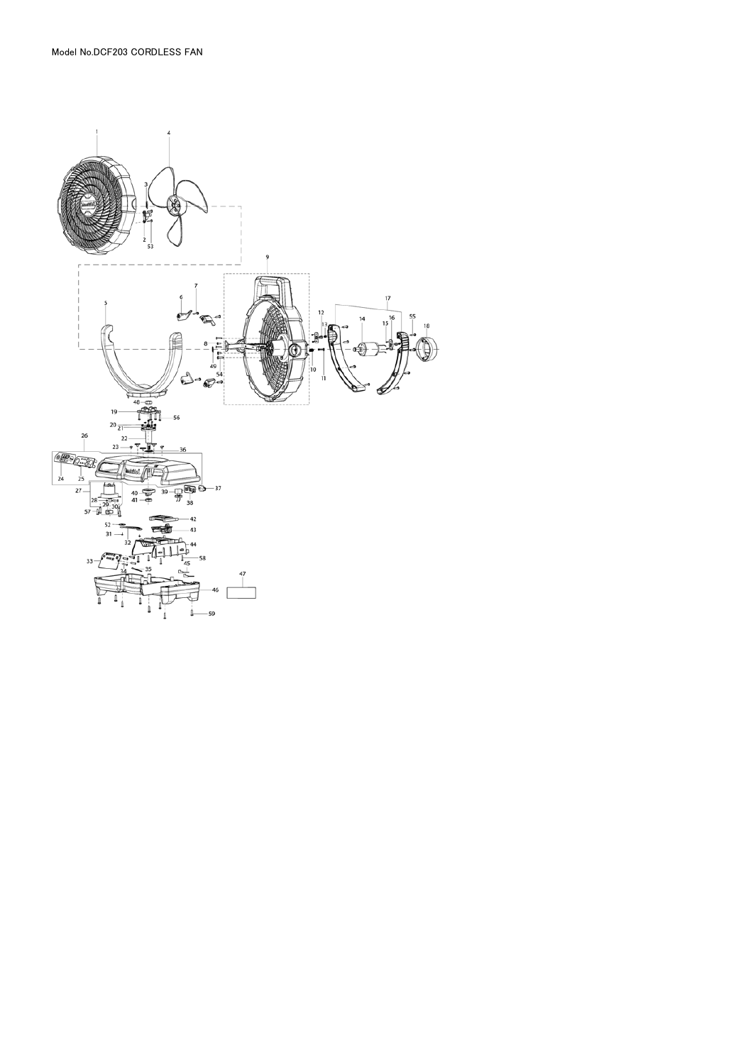Model No.DCF203 CORDLESS FAN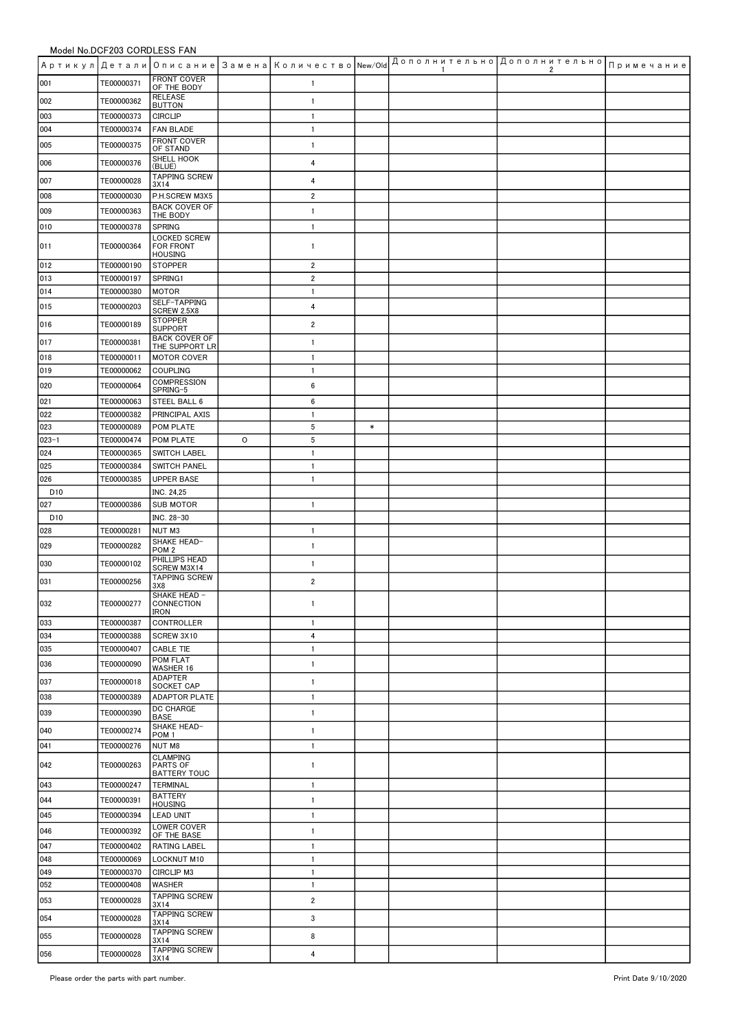Model No.DCF203 CORDLESS FAN

| Артикул | Детали | Описание | Замена | Количество | New/Old | Дополнительно 1 | Дополнительно 2 | Примечание |
|---|---|---|---|---|---|---|---|---|
| 001 | TE00000371 | FRONT COVER OF THE BODY | | 1 | | | | |
| 002 | TE00000362 | RELEASE BUTTON | | 1 | | | | |
| 003 | TE00000373 | CIRCLIP | | 1 | | | | |
| 004 | TE00000374 | FAN BLADE | | 1 | | | | |
| 005 | TE00000375 | FRONT COVER OF STAND | | 1 | | | | |
| 006 | TE00000376 | SHELL HOOK (BLUE) | | 4 | | | | |
| 007 | TE00000028 | TAPPING SCREW 3X14 | | 4 | | | | |
| 008 | TE00000030 | P.H.SCREW M3X5 | | 2 | | | | |
| 009 | TE00000363 | BACK COVER OF THE BODY | | 1 | | | | |
| 010 | TE00000378 | SPRING | | 1 | | | | |
| 011 | TE00000364 | LOCKED SCREW FOR FRONT HOUSING | | 1 | | | | |
| 012 | TE00000190 | STOPPER | | 2 | | | | |
| 013 | TE00000197 | SPRING1 | | 2 | | | | |
| 014 | TE00000380 | MOTOR | | 1 | | | | |
| 015 | TE00000203 | SELF-TAPPING SCREW 2.5X8 | | 4 | | | | |
| 016 | TE00000189 | STOPPER SUPPORT | | 2 | | | | |
| 017 | TE00000381 | BACK COVER OF THE SUPPORT LR | | 1 | | | | |
| 018 | TE00000011 | MOTOR COVER | | 1 | | | | |
| 019 | TE00000062 | COUPLING | | 1 | | | | |
| 020 | TE00000064 | COMPRESSION SPRING-5 | | 6 | | | | |
| 021 | TE00000063 | STEEL BALL 6 | | 6 | | | | |
| 022 | TE00000382 | PRINCIPAL AXIS | | 1 | | | | |
| 023 | TE00000089 | POM PLATE | | 5 | * | | | |
| 023-1 | TE00000474 | POM PLATE | O | 5 | | | | |
| 024 | TE00000365 | SWITCH LABEL | | 1 | | | | |
| 025 | TE00000384 | SWITCH PANEL | | 1 | | | | |
| 026 | TE00000385 | UPPER BASE | | 1 | | | | |
| D10 | | INC. 24,25 | | | | | | |
| 027 | TE00000386 | SUB MOTOR | | 1 | | | | |
| D10 | | INC. 28-30 | | | | | | |
| 028 | TE00000281 | NUT M3 | | 1 | | | | |
| 029 | TE00000282 | SHAKE HEAD-POM 2 | | 1 | | | | |
| 030 | TE00000102 | PHILLIPS HEAD SCREW M3X14 | | 1 | | | | |
| 031 | TE00000256 | TAPPING SCREW 3X8 | | 2 | | | | |
| 032 | TE00000277 | SHAKE HEAD - CONNECTION IRON | | 1 | | | | |
| 033 | TE00000387 | CONTROLLER | | 1 | | | | |
| 034 | TE00000388 | SCREW 3X10 | | 4 | | | | |
| 035 | TE00000407 | CABLE TIE | | 1 | | | | |
| 036 | TE00000090 | POM FLAT WASHER 16 | | 1 | | | | |
| 037 | TE00000018 | ADAPTER SOCKET CAP | | 1 | | | | |
| 038 | TE00000389 | ADAPTOR PLATE | | 1 | | | | |
| 039 | TE00000390 | DC CHARGE BASE | | 1 | | | | |
| 040 | TE00000274 | SHAKE HEAD-POM 1 | | 1 | | | | |
| 041 | TE00000276 | NUT M8 | | 1 | | | | |
| 042 | TE00000263 | CLAMPING PARTS OF BATTERY TOUC | | 1 | | | | |
| 043 | TE00000247 | TERMINAL | | 1 | | | | |
| 044 | TE00000391 | BATTERY HOUSING | | 1 | | | | |
| 045 | TE00000394 | LEAD UNIT | | 1 | | | | |
| 046 | TE00000392 | LOWER COVER OF THE BASE | | 1 | | | | |
| 047 | TE00000402 | RATING LABEL | | 1 | | | | |
| 048 | TE00000069 | LOCKNUT M10 | | 1 | | | | |
| 049 | TE00000370 | CIRCLIP M3 | | 1 | | | | |
| 052 | TE00000408 | WASHER | | 1 | | | | |
| 053 | TE00000028 | TAPPING SCREW 3X14 | | 2 | | | | |
| 054 | TE00000028 | TAPPING SCREW 3X14 | | 3 | | | | |
| 055 | TE00000028 | TAPPING SCREW 3X14 | | 8 | | | | |
| 056 | TE00000028 | TAPPING SCREW 3X14 | | 4 | | | | |

Please order the parts with part number.

Print Date 9/10/2020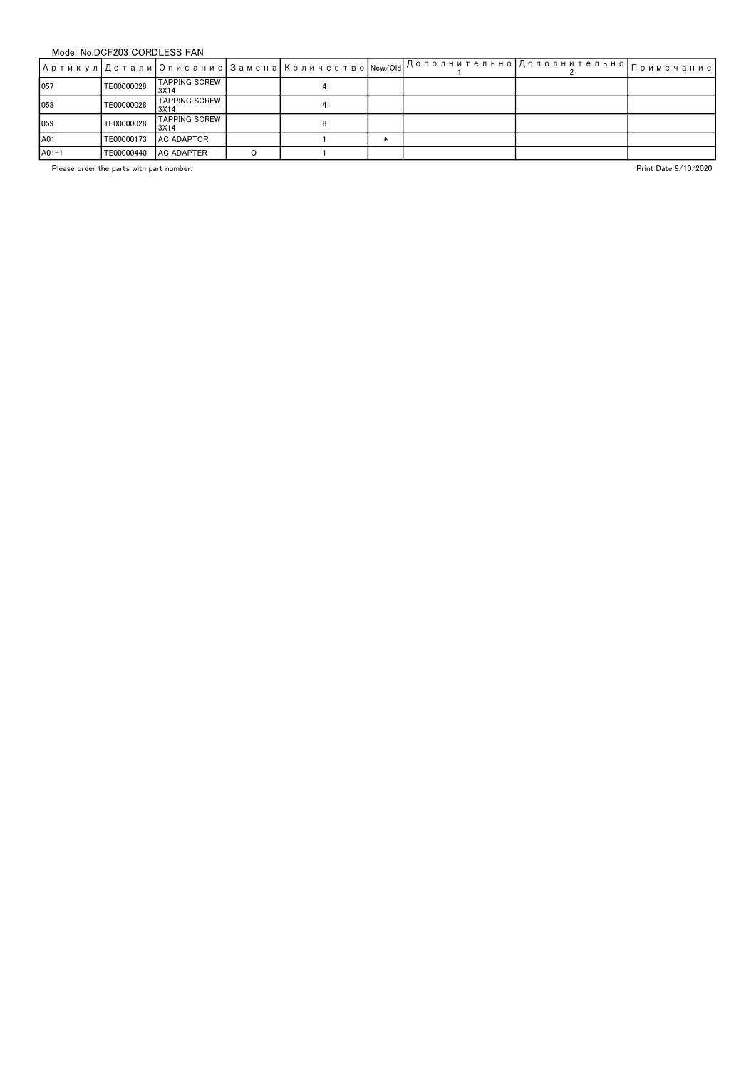Model No.DCF203 CORDLESS FAN

| Артикул | Детали | Описание | Замена | Количество | New/Old | Дополнительно 1 | Дополнительно 2 | Примечание |
|---|---|---|---|---|---|---|---|---|
| 057 | TE00000028 | TAPPING SCREW 3X14 | | 4 | | | | |
| 058 | TE00000028 | TAPPING SCREW 3X14 | | 4 | | | | |
| 059 | TE00000028 | TAPPING SCREW 3X14 | | 8 | | | | |
| A01 | TE00000173 | AC ADAPTOR | | 1 | * | | | |
| A01-1 | TE00000440 | AC ADAPTER | O | 1 | | | | |

Please order the parts with part number.

Print Date 9/10/2020